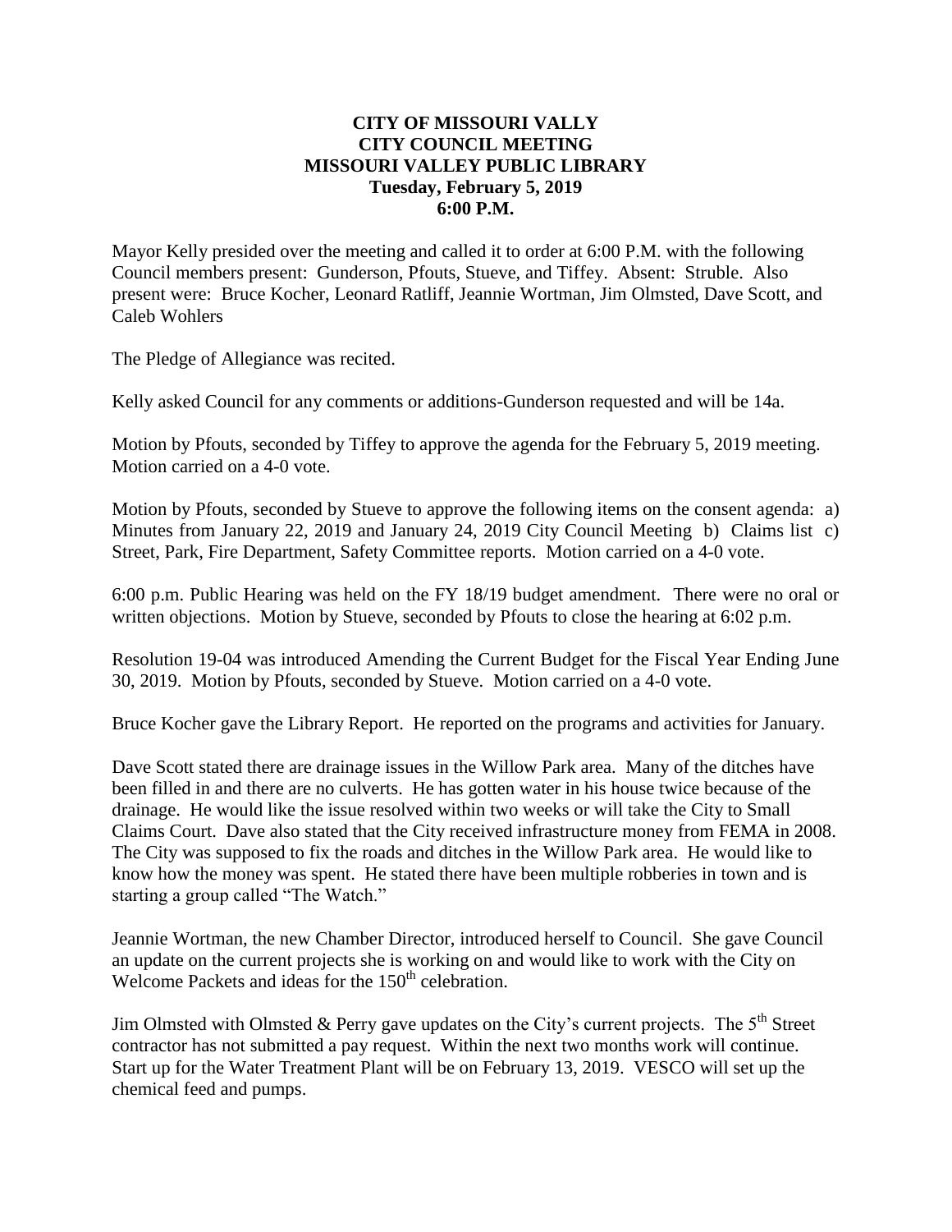**CITY OF MISSOURI VALLY**
**CITY COUNCIL MEETING**
**MISSOURI VALLEY PUBLIC LIBRARY**
**Tuesday, February 5, 2019**
**6:00 P.M.**

Mayor Kelly presided over the meeting and called it to order at 6:00 P.M. with the following Council members present: Gunderson, Pfouts, Stueve, and Tiffey. Absent: Struble. Also present were: Bruce Kocher, Leonard Ratliff, Jeannie Wortman, Jim Olmsted, Dave Scott, and Caleb Wohlers

The Pledge of Allegiance was recited.

Kelly asked Council for any comments or additions-Gunderson requested and will be 14a.

Motion by Pfouts, seconded by Tiffey to approve the agenda for the February 5, 2019 meeting. Motion carried on a 4-0 vote.

Motion by Pfouts, seconded by Stueve to approve the following items on the consent agenda: a) Minutes from January 22, 2019 and January 24, 2019 City Council Meeting b) Claims list c) Street, Park, Fire Department, Safety Committee reports. Motion carried on a 4-0 vote.

6:00 p.m. Public Hearing was held on the FY 18/19 budget amendment. There were no oral or written objections. Motion by Stueve, seconded by Pfouts to close the hearing at 6:02 p.m.

Resolution 19-04 was introduced Amending the Current Budget for the Fiscal Year Ending June 30, 2019. Motion by Pfouts, seconded by Stueve. Motion carried on a 4-0 vote.

Bruce Kocher gave the Library Report. He reported on the programs and activities for January.

Dave Scott stated there are drainage issues in the Willow Park area. Many of the ditches have been filled in and there are no culverts. He has gotten water in his house twice because of the drainage. He would like the issue resolved within two weeks or will take the City to Small Claims Court. Dave also stated that the City received infrastructure money from FEMA in 2008. The City was supposed to fix the roads and ditches in the Willow Park area. He would like to know how the money was spent. He stated there have been multiple robberies in town and is starting a group called "The Watch."

Jeannie Wortman, the new Chamber Director, introduced herself to Council. She gave Council an update on the current projects she is working on and would like to work with the City on Welcome Packets and ideas for the 150th celebration.

Jim Olmsted with Olmsted & Perry gave updates on the City's current projects. The 5th Street contractor has not submitted a pay request. Within the next two months work will continue. Start up for the Water Treatment Plant will be on February 13, 2019. VESCO will set up the chemical feed and pumps.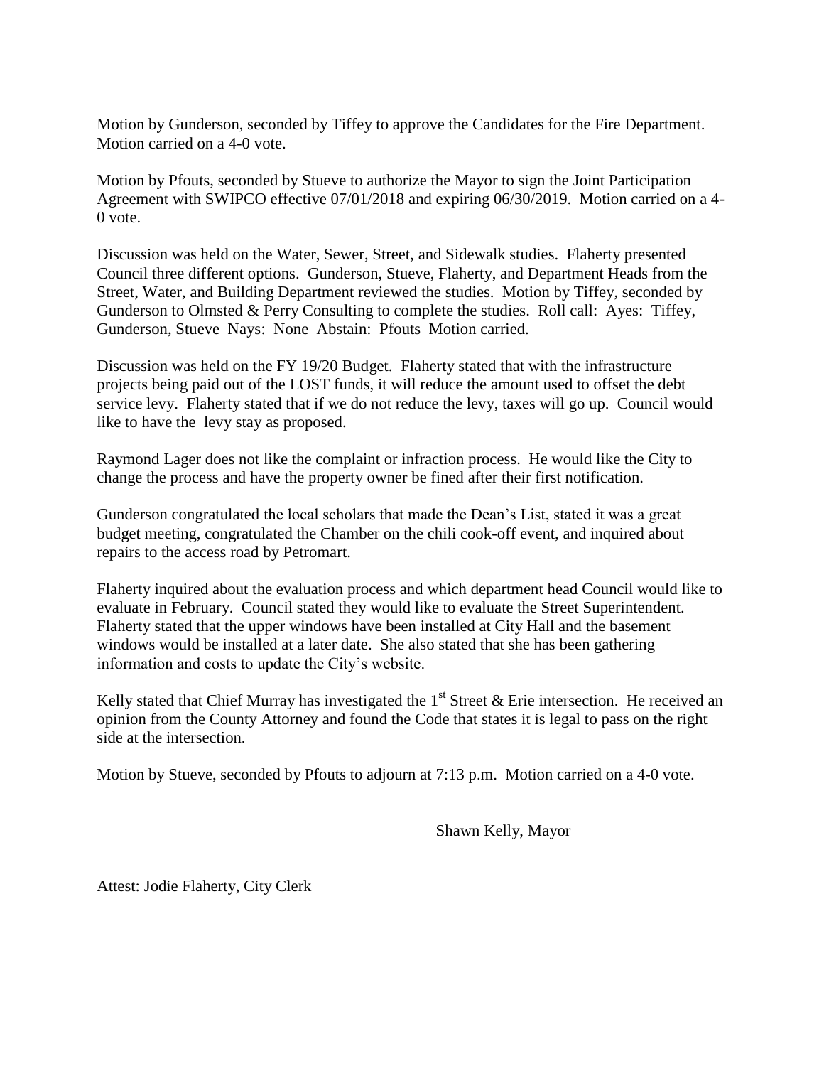Motion by Gunderson, seconded by Tiffey to approve the Candidates for the Fire Department. Motion carried on a 4-0 vote.

Motion by Pfouts, seconded by Stueve to authorize the Mayor to sign the Joint Participation Agreement with SWIPCO effective 07/01/2018 and expiring 06/30/2019. Motion carried on a 4-0 vote.

Discussion was held on the Water, Sewer, Street, and Sidewalk studies. Flaherty presented Council three different options. Gunderson, Stueve, Flaherty, and Department Heads from the Street, Water, and Building Department reviewed the studies. Motion by Tiffey, seconded by Gunderson to Olmsted & Perry Consulting to complete the studies. Roll call: Ayes: Tiffey, Gunderson, Stueve Nays: None Abstain: Pfouts Motion carried.

Discussion was held on the FY 19/20 Budget. Flaherty stated that with the infrastructure projects being paid out of the LOST funds, it will reduce the amount used to offset the debt service levy. Flaherty stated that if we do not reduce the levy, taxes will go up. Council would like to have the levy stay as proposed.

Raymond Lager does not like the complaint or infraction process. He would like the City to change the process and have the property owner be fined after their first notification.

Gunderson congratulated the local scholars that made the Dean's List, stated it was a great budget meeting, congratulated the Chamber on the chili cook-off event, and inquired about repairs to the access road by Petromart.

Flaherty inquired about the evaluation process and which department head Council would like to evaluate in February. Council stated they would like to evaluate the Street Superintendent. Flaherty stated that the upper windows have been installed at City Hall and the basement windows would be installed at a later date. She also stated that she has been gathering information and costs to update the City's website.

Kelly stated that Chief Murray has investigated the 1st Street & Erie intersection. He received an opinion from the County Attorney and found the Code that states it is legal to pass on the right side at the intersection.

Motion by Stueve, seconded by Pfouts to adjourn at 7:13 p.m. Motion carried on a 4-0 vote.

Shawn Kelly, Mayor

Attest: Jodie Flaherty, City Clerk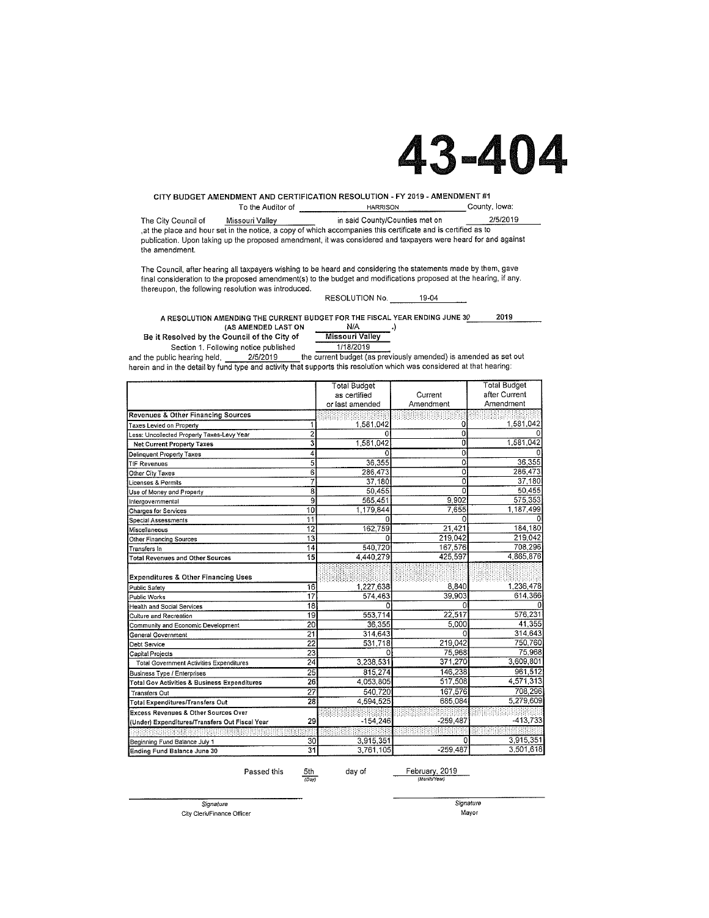# 43-404

**CITY BUDGET AMENDMENT AND CERTIFICATION RESOLUTION - FY 2019 - AMENDMENT #1**

To the Auditor of HARRISON County, Iowa:

The City Council of Missouri Valley in said County/Counties met on 2/5/2019 ,at the place and hour set in the notice, a copy of which accompanies this certificate and is certified as to publication. Upon taking up the proposed amendment, it was considered and taxpayers were heard for and against the amendment.

The Council, after hearing all taxpayers wishing to be heard and considering the statements made by them, gave final consideration to the proposed amendment(s) to the budget and modifications proposed at the hearing, if any. thereupon, the following resolution was introduced.

RESOLUTION No. 19-04

A RESOLUTION AMENDING THE CURRENT BUDGET FOR THE FISCAL YEAR ENDING JUNE 30 2019
(AS AMENDED LAST ON N/A .)

Be it Resolved by the Council of the City of Missouri Valley

Section 1. Following notice published 1/18/2019 and the public hearing held, 2/5/2019 the current budget (as previously amended) is amended as set out herein and in the detail by fund type and activity that supports this resolution which was considered at that hearing:

| | | Total Budget as certified or last amended | Current Amendment | Total Budget after Current Amendment |
|---|---|---|---|---|
| **Revenues & Other Financing Sources** | | | | |
| Taxes Levied on Property | 1 | 1,581,042 | 0 | 1,581,042 |
| Less: Uncollected Property Taxes-Levy Year | 2 | 0 | 0 | 0 |
| **Net Current Property Taxes** | 3 | 1,581,042 | 0 | 1,581,042 |
| Delinquent Property Taxes | 4 | 0 | 0 | 0 |
| TIF Revenues | 5 | 36,355 | 0 | 36,355 |
| Other City Taxes | 6 | 286,473 | 0 | 286,473 |
| Licenses & Permits | 7 | 37,180 | 0 | 37,180 |
| Use of Money and Property | 8 | 50,455 | 0 | 50,455 |
| Intergovernmental | 9 | 565,451 | 9,902 | 575,353 |
| Charges for Services | 10 | 1,179,844 | 7,655 | 1,187,499 |
| Special Assessments | 11 | 0 | 0 | 0 |
| Miscellaneous | 12 | 162,759 | 21,421 | 184,180 |
| Other Financing Sources | 13 | 0 | 219,042 | 219,042 |
| Transfers In | 14 | 540,720 | 167,576 | 708,296 |
| **Total Revenues and Other Sources** | 15 | 4,440,279 | 425,597 | 4,865,876 |
| **Expenditures & Other Financing Uses** | | | | |
| Public Safety | 16 | 1,227,638 | 8,840 | 1,236,478 |
| Public Works | 17 | 574,463 | 39,903 | 614,366 |
| Health and Social Services | 18 | 0 | 0 | 0 |
| Culture and Recreation | 19 | 553,714 | 22,517 | 576,231 |
| Community and Economic Development | 20 | 36,355 | 5,000 | 41,355 |
| General Government | 21 | 314,643 | 0 | 314,643 |
| Debt Service | 22 | 531,718 | 219,042 | 750,760 |
| Capital Projects | 23 | 0 | 75,968 | 75,968 |
| **Total Government Activities Expenditures** | 24 | 3,238,531 | 371,270 | 3,609,801 |
| Business Type / Enterprises | 25 | 815,274 | 146,238 | 961,512 |
| **Total Gov Activities & Business Expenditures** | 26 | 4,053,805 | 517,508 | 4,571,313 |
| Transfers Out | 27 | 540,720 | 167,576 | 708,296 |
| **Total Expenditures/Transfers Out** | 28 | 4,594,525 | 685,084 | 5,279,609 |
| **Excess Revenues & Other Sources Over (Under) Expenditures/Transfers Out Fiscal Year** | 29 | -154,246 | -259,487 | -413,733 |
| Beginning Fund Balance July 1 | 30 | 3,915,351 | 0 | 3,915,351 |
| **Ending Fund Balance June 30** | 31 | 3,761,105 | -259,487 | 3,501,618 |

Passed this 5th (Day) day of February, 2019 (Month/Year)

Signature
City Clerk/Finance Officer

Signature
Mayor